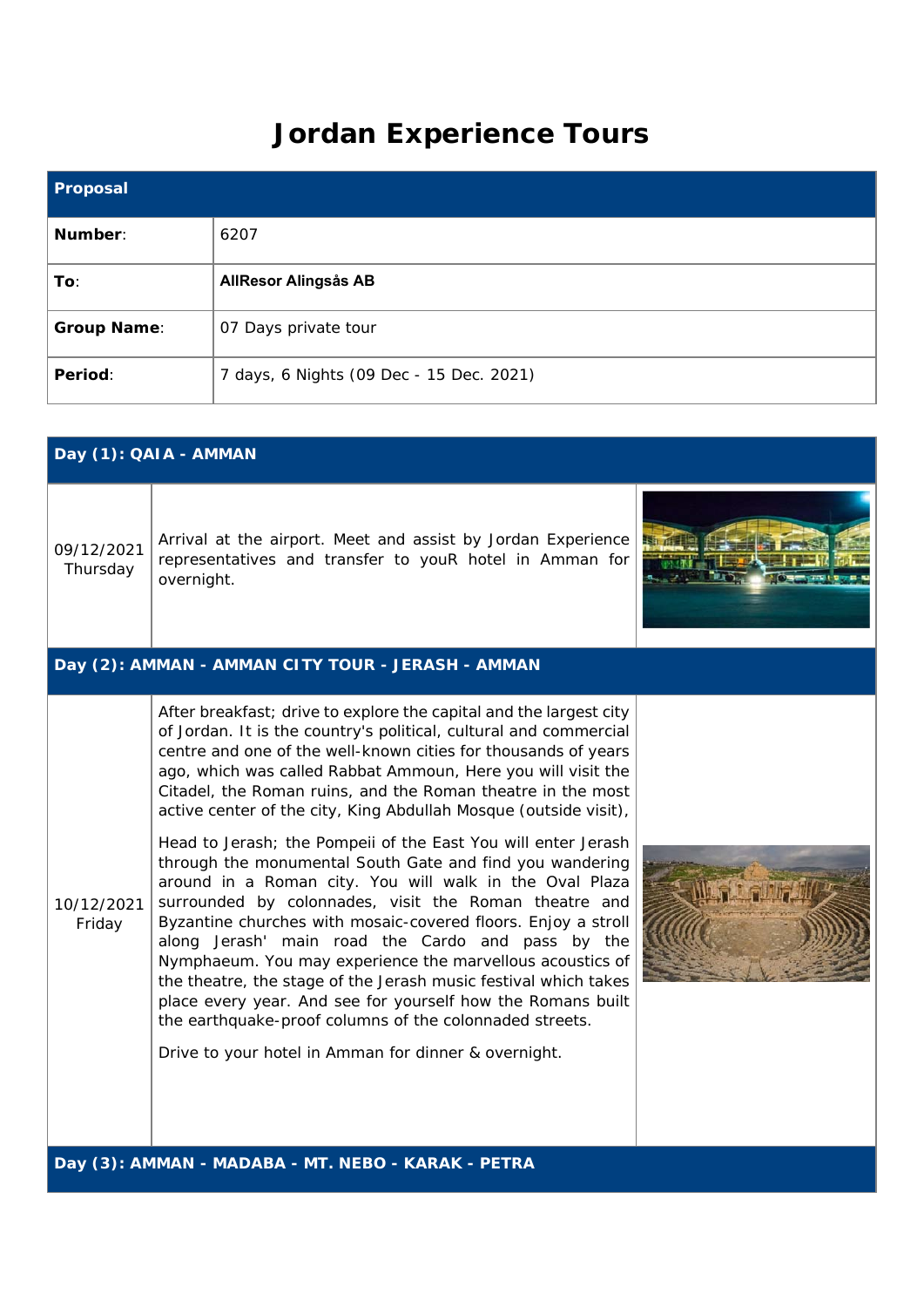# Jordan Experience Tours

| Proposal | |
|---|---|
| **Number**: | 6207 |
| **To**: | **AllResor Alingsås AB** |
| **Group Name**: | 07 Days private tour |
| **Period**: | 7 days, 6 Nights (09 Dec - 15 Dec. 2021) |

| Day (1): QAIA - AMMAN | |
|---|---|
| 09/12/2021 Thursday | Arrival at the airport. Meet and assist by Jordan Experience representatives and transfer to youR hotel in Amman for overnight. |

| Day (2): AMMAN - AMMAN CITY TOUR - JERASH - AMMAN | |
|---|---|
| 10/12/2021 Friday | After breakfast; drive to explore the capital and the largest city of Jordan. It is the country's political, cultural and commercial centre and one of the well-known cities for thousands of years ago, which was called Rabbat Ammoun, Here you will visit the Citadel, the Roman ruins, and the Roman theatre in the most active center of the city, King Abdullah Mosque (outside visit),<br><br>Head to Jerash; the Pompeii of the East You will enter Jerash through the monumental South Gate and find you wandering around in a Roman city. You will walk in the Oval Plaza surrounded by colonnades, visit the Roman theatre and Byzantine churches with mosaic-covered floors. Enjoy a stroll along Jerash' main road the Cardo and pass by the Nymphaeum. You may experience the marvellous acoustics of the theatre, the stage of the Jerash music festival which takes place every year. And see for yourself how the Romans built the earthquake-proof columns of the colonnaded streets.<br><br>Drive to your hotel in Amman for dinner & overnight. |

| Day (3): AMMAN - MADABA - MT. NEBO - KARAK - PETRA |
|---|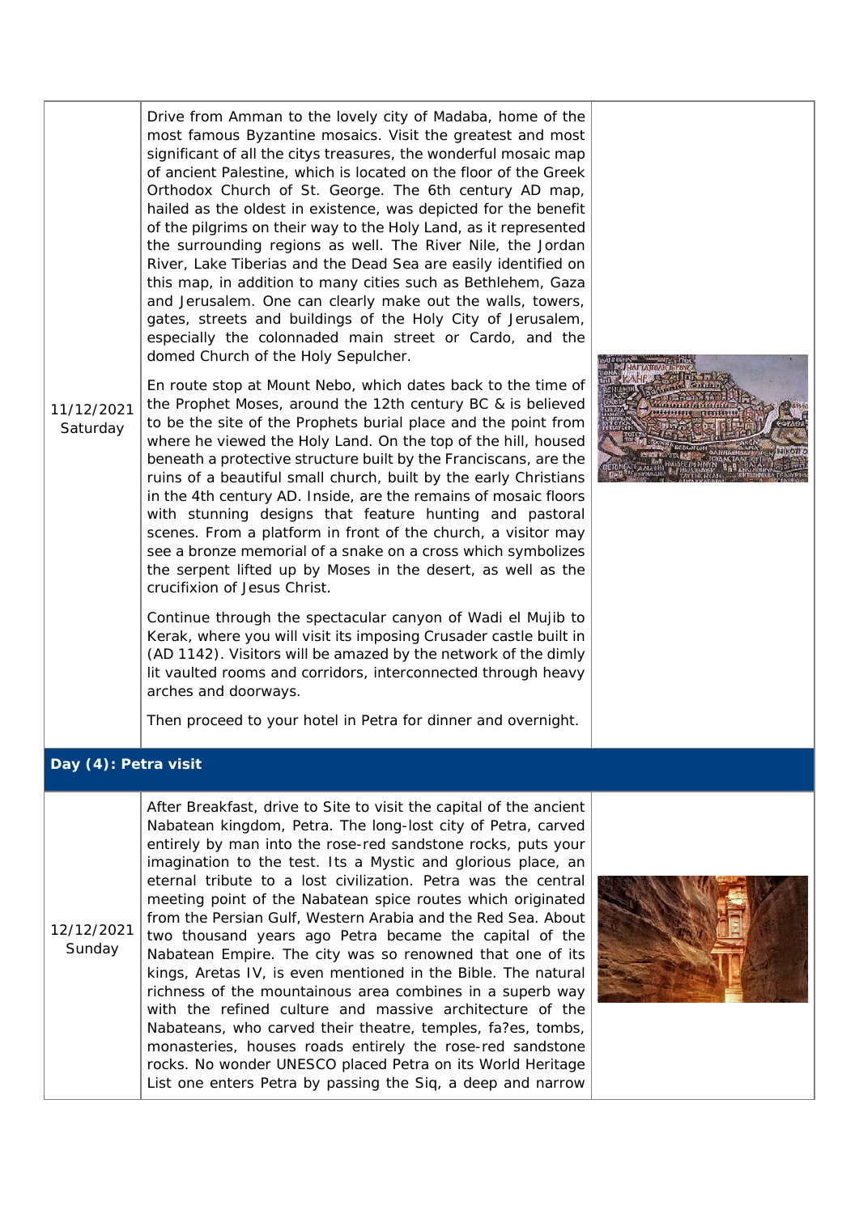| | | |
|---|---|---|
| 11/12/2021 Saturday | Drive from Amman to the lovely city of Madaba, home of the most famous Byzantine mosaics. Visit the greatest and most significant of all the citys treasures, the wonderful mosaic map of ancient Palestine, which is located on the floor of the Greek Orthodox Church of St. George. The 6th century AD map, hailed as the oldest in existence, was depicted for the benefit of the pilgrims on their way to the Holy Land, as it represented the surrounding regions as well. The River Nile, the Jordan River, Lake Tiberias and the Dead Sea are easily identified on this map, in addition to many cities such as Bethlehem, Gaza and Jerusalem. One can clearly make out the walls, towers, gates, streets and buildings of the Holy City of Jerusalem, especially the colonnaded main street or Cardo, and the domed Church of the Holy Sepulcher.<br><br>En route stop at Mount Nebo, which dates back to the time of the Prophet Moses, around the 12th century BC & is believed to be the site of the Prophets burial place and the point from where he viewed the Holy Land. On the top of the hill, housed beneath a protective structure built by the Franciscans, are the ruins of a beautiful small church, built by the early Christians in the 4th century AD. Inside, are the remains of mosaic floors with stunning designs that feature hunting and pastoral scenes. From a platform in front of the church, a visitor may see a bronze memorial of a snake on a cross which symbolizes the serpent lifted up by Moses in the desert, as well as the crucifixion of Jesus Christ.<br><br>Continue through the spectacular canyon of Wadi el Mujib to Kerak, where you will visit its imposing Crusader castle built in (AD 1142). Visitors will be amazed by the network of the dimly lit vaulted rooms and corridors, interconnected through heavy arches and doorways.<br><br>Then proceed to your hotel in Petra for dinner and overnight. | |

**Day (4): Petra visit**

| | | |
|---|---|---|
| 12/12/2021 Sunday | After Breakfast, drive to Site to visit the capital of the ancient Nabatean kingdom, Petra. The long-lost city of Petra, carved entirely by man into the rose-red sandstone rocks, puts your imagination to the test. Its a Mystic and glorious place, an eternal tribute to a lost civilization. Petra was the central meeting point of the Nabatean spice routes which originated from the Persian Gulf, Western Arabia and the Red Sea. About two thousand years ago Petra became the capital of the Nabatean Empire. The city was so renowned that one of its kings, Aretas IV, is even mentioned in the Bible. The natural richness of the mountainous area combines in a superb way with the refined culture and massive architecture of the Nabateans, who carved their theatre, temples, fa?es, tombs, monasteries, houses roads entirely the rose-red sandstone rocks. No wonder UNESCO placed Petra on its World Heritage List one enters Petra by passing the Siq, a deep and narrow | |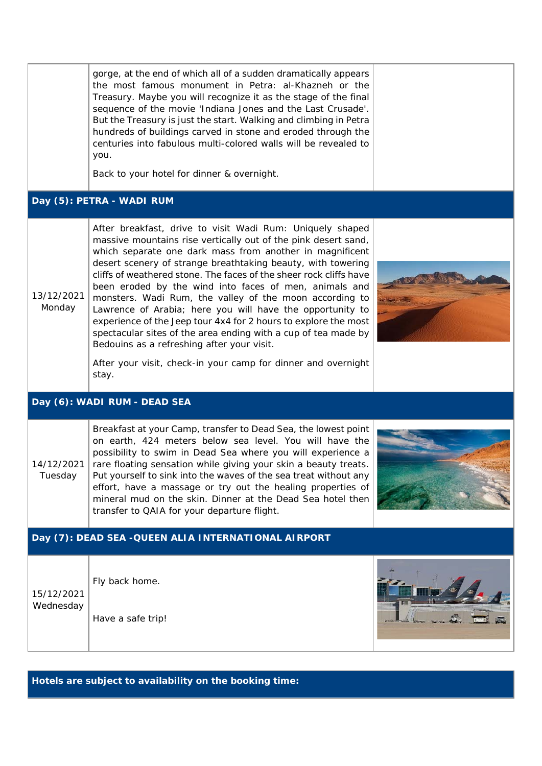| | | |
|---|---|---|
| | gorge, at the end of which all of a sudden dramatically appears the most famous monument in Petra: al-Khazneh or the Treasury. Maybe you will recognize it as the stage of the final sequence of the movie 'Indiana Jones and the Last Crusade'. But the Treasury is just the start. Walking and climbing in Petra hundreds of buildings carved in stone and eroded through the centuries into fabulous multi-colored walls will be revealed to you.<br><br>Back to your hotel for dinner & overnight. | |

**Day (5): PETRA - WADI RUM**

| | | |
|---|---|---|
| 13/12/2021 Monday | After breakfast, drive to visit Wadi Rum: Uniquely shaped massive mountains rise vertically out of the pink desert sand, which separate one dark mass from another in magnificent desert scenery of strange breathtaking beauty, with towering cliffs of weathered stone. The faces of the sheer rock cliffs have been eroded by the wind into faces of men, animals and monsters. Wadi Rum, the valley of the moon according to Lawrence of Arabia; here you will have the opportunity to experience of the Jeep tour 4x4 for 2 hours to explore the most spectacular sites of the area ending with a cup of tea made by Bedouins as a refreshing after your visit.<br><br>After your visit, check-in your camp for dinner and overnight stay. | |

**Day (6): WADI RUM - DEAD SEA**

| | | |
|---|---|---|
| 14/12/2021 Tuesday | Breakfast at your Camp, transfer to Dead Sea, the lowest point on earth, 424 meters below sea level. You will have the possibility to swim in Dead Sea where you will experience a rare floating sensation while giving your skin a beauty treats. Put yourself to sink into the waves of the sea treat without any effort, have a massage or try out the healing properties of mineral mud on the skin. Dinner at the Dead Sea hotel then transfer to QAIA for your departure flight. | |

**Day (7): DEAD SEA -QUEEN ALIA INTERNATIONAL AIRPORT**

| | | |
|---|---|---|
| 15/12/2021 Wednesday | Fly back home.<br><br>Have a safe trip! | |

**Hotels are subject to availability on the booking time:**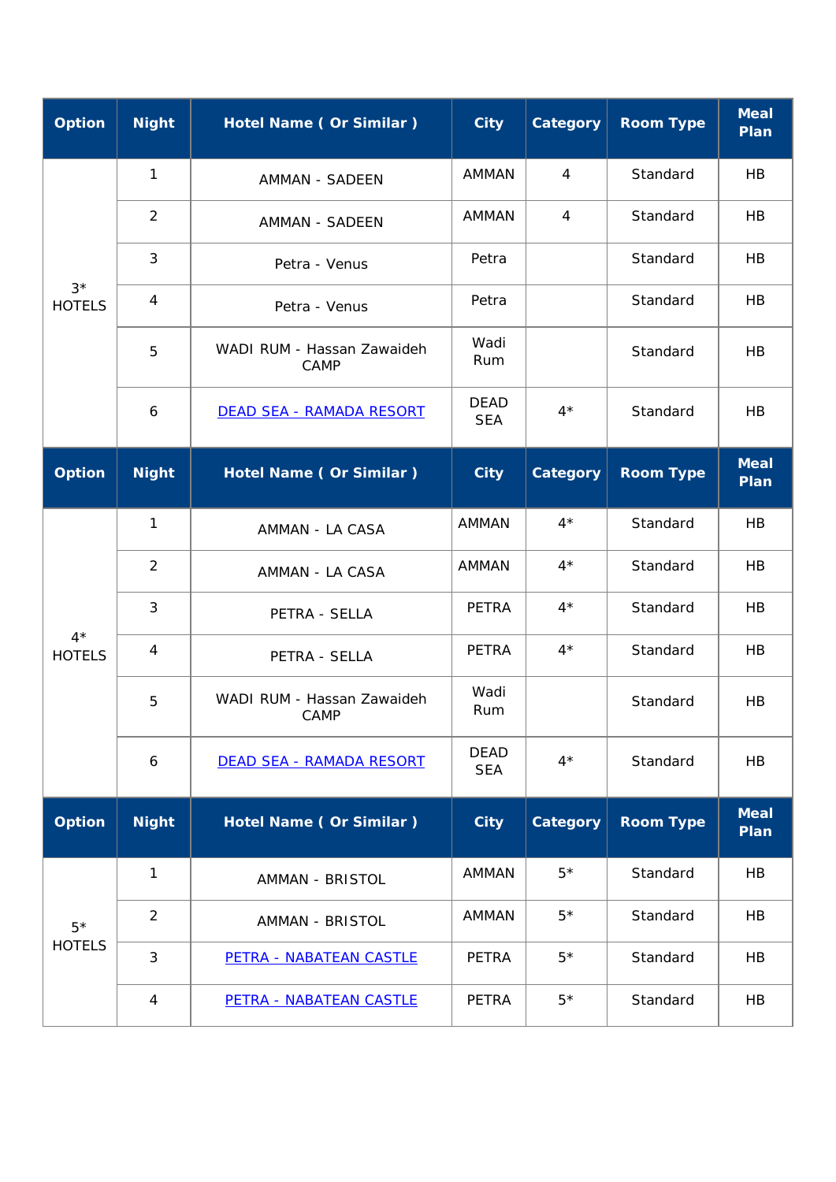| Option | Night | Hotel Name ( Or Similar ) | City | Category | Room Type | Meal Plan |
|---|---|---|---|---|---|---|
| 3* HOTELS | 1 | AMMAN - SADEEN | AMMAN | 4 | Standard | HB |
| | 2 | AMMAN - SADEEN | AMMAN | 4 | Standard | HB |
| | 3 | Petra - Venus | Petra | | Standard | HB |
| | 4 | Petra - Venus | Petra | | Standard | HB |
| | 5 | WADI RUM - Hassan Zawaideh CAMP | Wadi Rum | | Standard | HB |
| | 6 | DEAD SEA - RAMADA RESORT | DEAD SEA | 4* | Standard | HB |

| Option | Night | Hotel Name ( Or Similar ) | City | Category | Room Type | Meal Plan |
|---|---|---|---|---|---|---|
| 4* HOTELS | 1 | AMMAN - LA CASA | AMMAN | 4* | Standard | HB |
| | 2 | AMMAN - LA CASA | AMMAN | 4* | Standard | HB |
| | 3 | PETRA - SELLA | PETRA | 4* | Standard | HB |
| | 4 | PETRA - SELLA | PETRA | 4* | Standard | HB |
| | 5 | WADI RUM - Hassan Zawaideh CAMP | Wadi Rum | | Standard | HB |
| | 6 | DEAD SEA - RAMADA RESORT | DEAD SEA | 4* | Standard | HB |

| Option | Night | Hotel Name ( Or Similar ) | City | Category | Room Type | Meal Plan |
|---|---|---|---|---|---|---|
| 5* HOTELS | 1 | AMMAN - BRISTOL | AMMAN | 5* | Standard | HB |
| | 2 | AMMAN - BRISTOL | AMMAN | 5* | Standard | HB |
| | 3 | PETRA - NABATEAN CASTLE | PETRA | 5* | Standard | HB |
| | 4 | PETRA - NABATEAN CASTLE | PETRA | 5* | Standard | HB |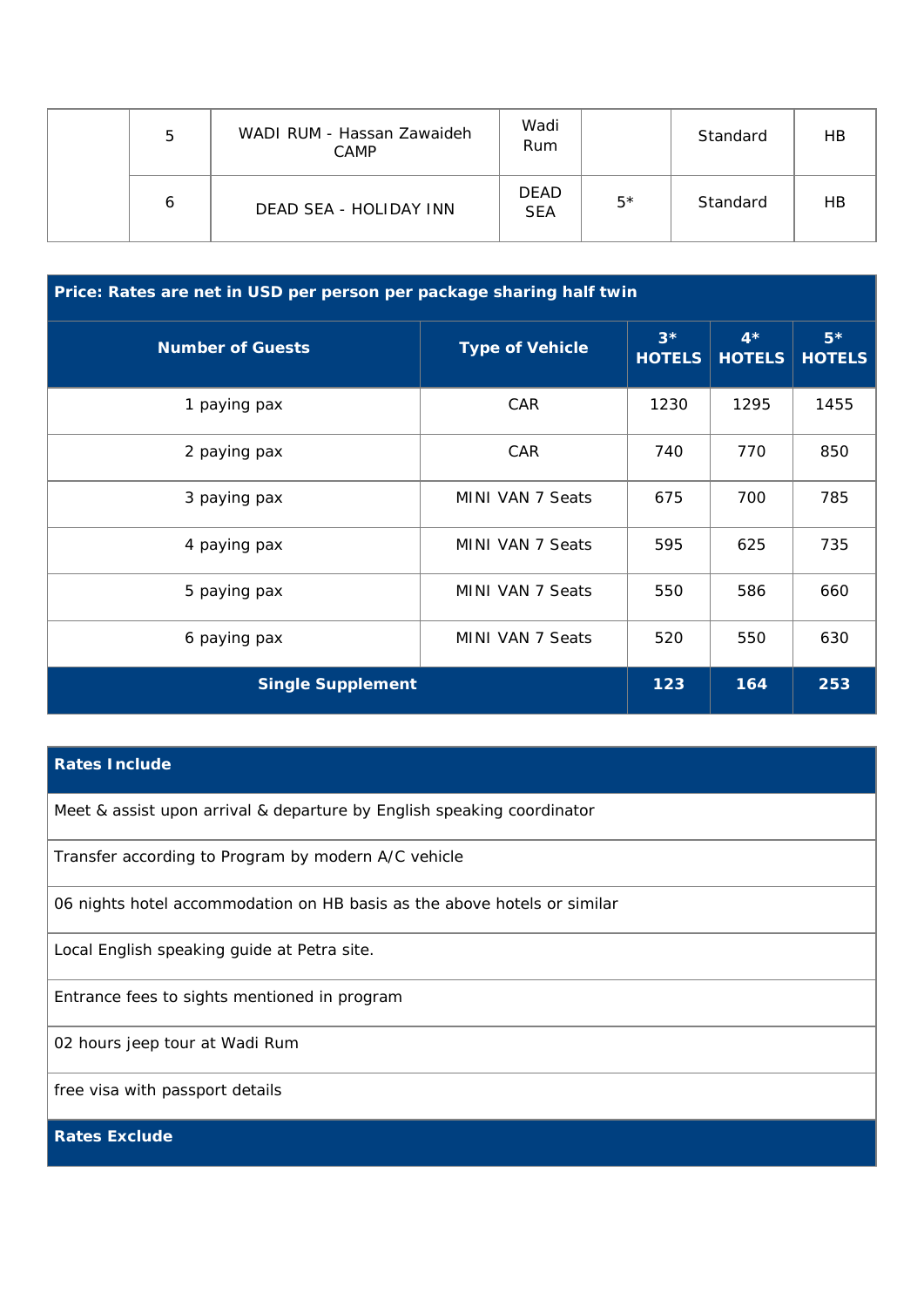|  | 5 | WADI RUM - Hassan Zawaideh CAMP | Wadi Rum |  | Standard | HB |
|---|---|---|---|---|---|---|
|  | 6 | DEAD SEA - HOLIDAY INN | DEAD SEA | 5* | Standard | HB |

**Price: Rates are net in USD per person per package sharing half twin**

| Number of Guests | Type of Vehicle | 3* HOTELS | 4* HOTELS | 5* HOTELS |
|---|---|---|---|---|
| 1 paying pax | CAR | 1230 | 1295 | 1455 |
| 2 paying pax | CAR | 740 | 770 | 850 |
| 3 paying pax | MINI VAN 7 Seats | 675 | 700 | 785 |
| 4 paying pax | MINI VAN 7 Seats | 595 | 625 | 735 |
| 5 paying pax | MINI VAN 7 Seats | 550 | 586 | 660 |
| 6 paying pax | MINI VAN 7 Seats | 520 | 550 | 630 |
| **Single Supplement** | | **123** | **164** | **253** |

| Rates Include |
|---|
| Meet & assist upon arrival & departure by English speaking coordinator |
| Transfer according to Program by modern A/C vehicle |
| 06 nights hotel accommodation on HB basis as the above hotels or similar |
| Local English speaking guide at Petra site. |
| Entrance fees to sights mentioned in program |
| 02 hours jeep tour at Wadi Rum |
| free visa with passport details |

**Rates Exclude**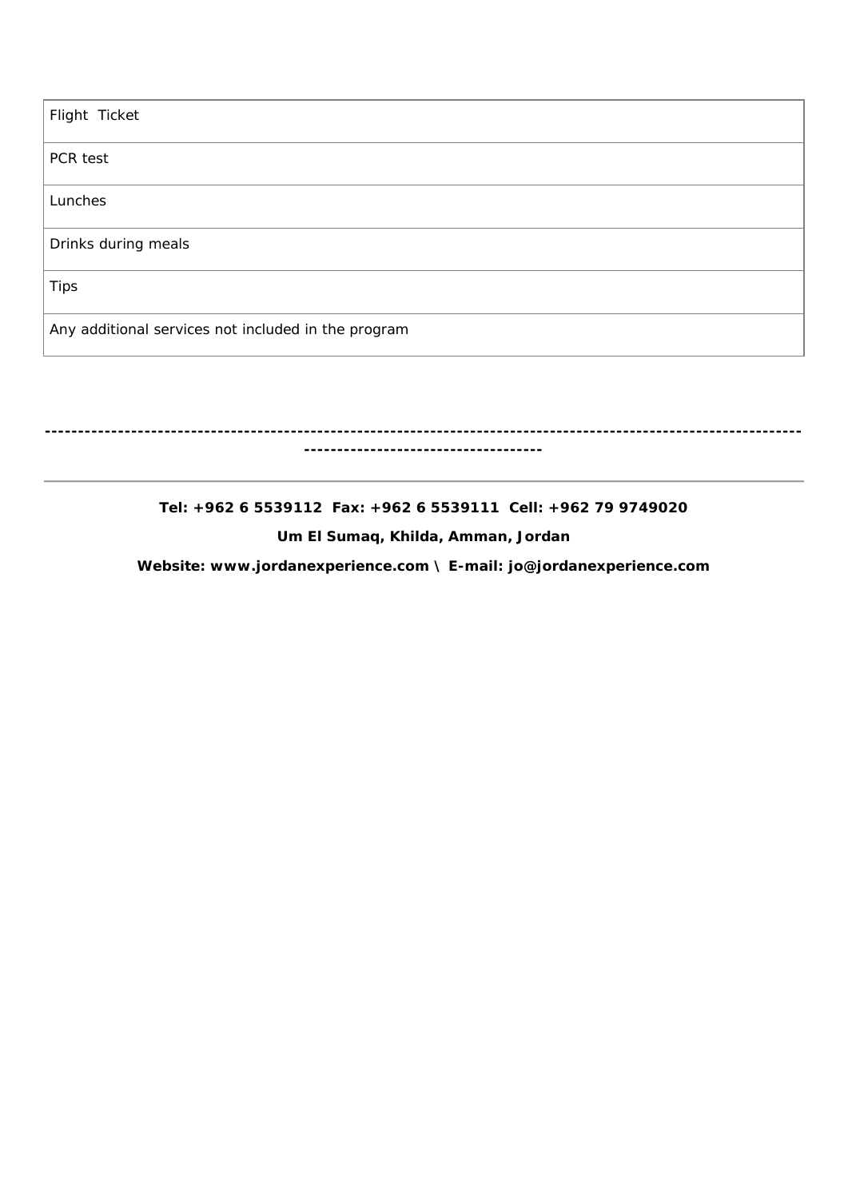| |
|---|
| Flight Ticket |
| PCR test |
| Lunches |
| Drinks during meals |
| Tips |
| Any additional services not included in the program |

---

**Tel: +962 6 5539112 Fax: +962 6 5539111 Cell: +962 79 9749020**

**Um El Sumaq, Khilda, Amman, Jordan**

**Website: www.jordanexperience.com \ E-mail: jo@jordanexperience.com**